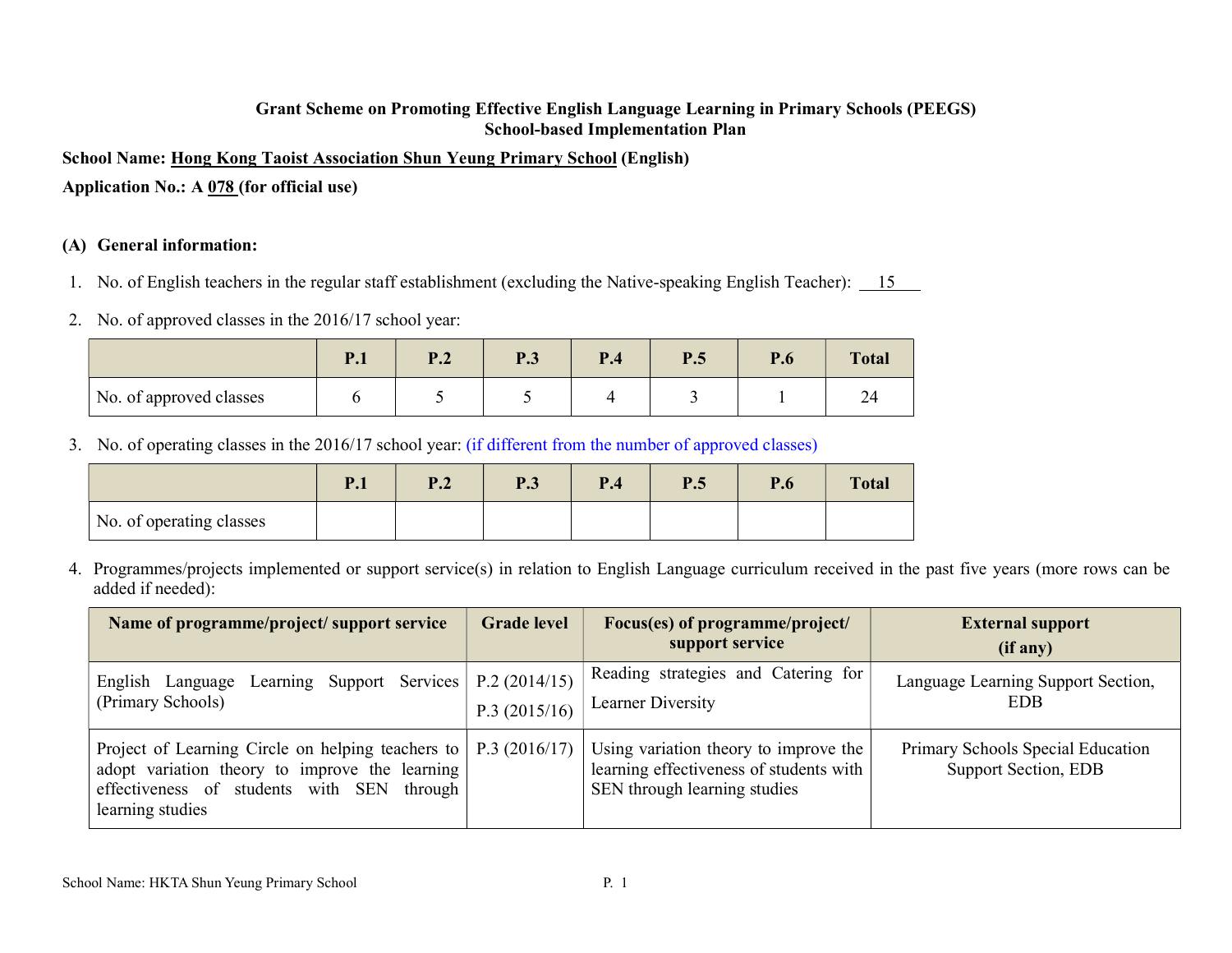**Grant Scheme on Promoting Effective English Language Learning in Primary Schools (PEEGS)**
**School-based Implementation Plan**

**School Name: Hong Kong Taoist Association Shun Yeung Primary School (English)**

**Application No.: A 078 (for official use)**

## (A) General information:

1. No. of English teachers in the regular staff establishment (excluding the Native-speaking English Teacher): 15

2. No. of approved classes in the 2016/17 school year:

| | P.1 | P.2 | P.3 | P.4 | P.5 | P.6 | Total |
|---|---|---|---|---|---|---|---|
| No. of approved classes | 6 | 5 | 5 | 4 | 3 | 1 | 24 |

3. No. of operating classes in the 2016/17 school year: (if different from the number of approved classes)

| | P.1 | P.2 | P.3 | P.4 | P.5 | P.6 | Total |
|---|---|---|---|---|---|---|---|
| No. of operating classes | | | | | | | |

4. Programmes/projects implemented or support service(s) in relation to English Language curriculum received in the past five years (more rows can be added if needed):

| Name of programme/project/ support service | Grade level | Focus(es) of programme/project/ support service | External support (if any) |
|---|---|---|---|
| English Language Learning Support Services (Primary Schools) | P.2 (2014/15) P.3 (2015/16) | Reading strategies and Catering for Learner Diversity | Language Learning Support Section, EDB |
| Project of Learning Circle on helping teachers to adopt variation theory to improve the learning effectiveness of students with SEN through learning studies | P.3 (2016/17) | Using variation theory to improve the learning effectiveness of students with SEN through learning studies | Primary Schools Special Education Support Section, EDB |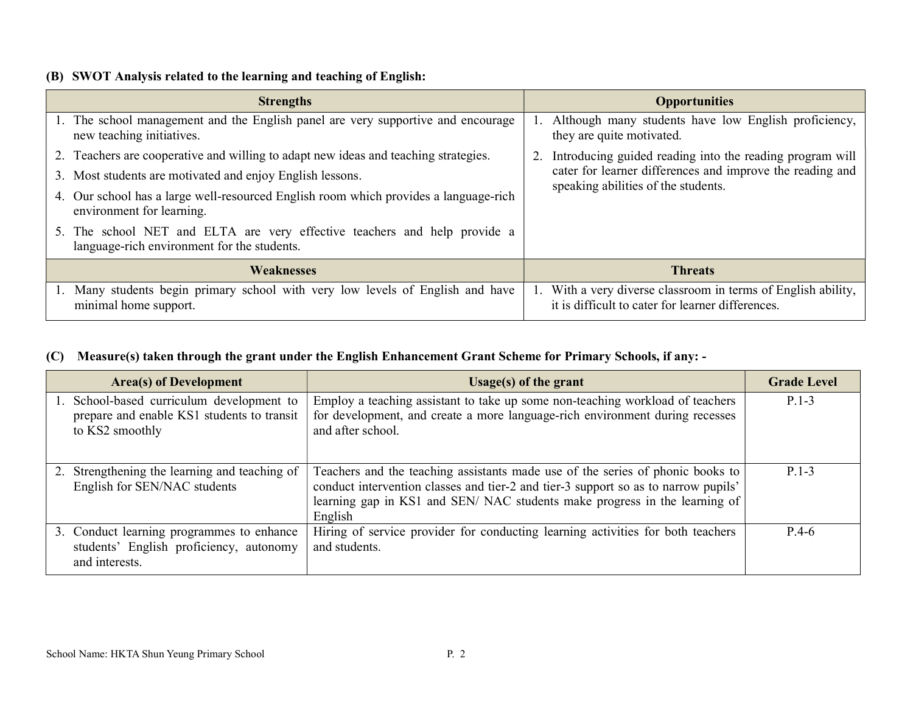### (B) SWOT Analysis related to the learning and teaching of English:

| Strengths | Opportunities |
|---|---|
| 1. The school management and the English panel are very supportive and encourage new teaching initiatives.<br>2. Teachers are cooperative and willing to adapt new ideas and teaching strategies.<br>3. Most students are motivated and enjoy English lessons.<br>4. Our school has a large well-resourced English room which provides a language-rich environment for learning.<br>5. The school NET and ELTA are very effective teachers and help provide a language-rich environment for the students. | 1. Although many students have low English proficiency, they are quite motivated.<br>2. Introducing guided reading into the reading program will cater for learner differences and improve the reading and speaking abilities of the students. |
| **Weaknesses** | **Threats** |
| 1. Many students begin primary school with very low levels of English and have minimal home support. | 1. With a very diverse classroom in terms of English ability, it is difficult to cater for learner differences. |

### (C) Measure(s) taken through the grant under the English Enhancement Grant Scheme for Primary Schools, if any: -

| Area(s) of Development | Usage(s) of the grant | Grade Level |
|---|---|---|
| 1. School-based curriculum development to prepare and enable KS1 students to transit to KS2 smoothly | Employ a teaching assistant to take up some non-teaching workload of teachers for development, and create a more language-rich environment during recesses and after school. | P.1-3 |
| 2. Strengthening the learning and teaching of English for SEN/NAC students | Teachers and the teaching assistants made use of the series of phonic books to conduct intervention classes and tier-2 and tier-3 support so as to narrow pupils' learning gap in KS1 and SEN/ NAC students make progress in the learning of English | P.1-3 |
| 3. Conduct learning programmes to enhance students' English proficiency, autonomy and interests. | Hiring of service provider for conducting learning activities for both teachers and students. | P.4-6 |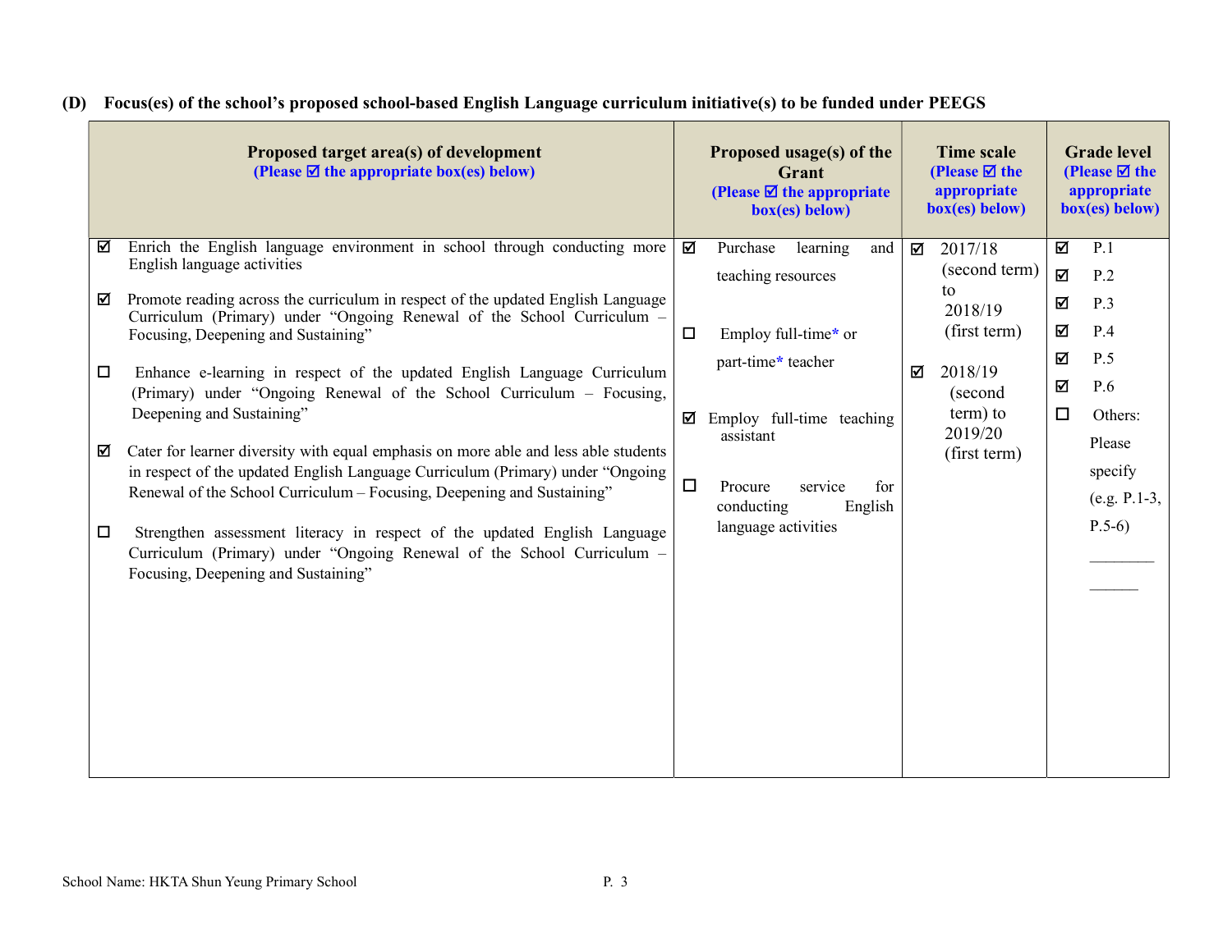**(D) Focus(es) of the school's proposed school-based English Language curriculum initiative(s) to be funded under PEEGS**

| Proposed target area(s) of development (Please ☑ the appropriate box(es) below) | Proposed usage(s) of the Grant (Please ☑ the appropriate box(es) below) | Time scale (Please ☑ the appropriate box(es) below) | Grade level (Please ☑ the appropriate box(es) below) |
|---|---|---|---|
| ☑ Enrich the English language environment in school through conducting more English language activities<br><br>☑ Promote reading across the curriculum in respect of the updated English Language Curriculum (Primary) under "Ongoing Renewal of the School Curriculum – Focusing, Deepening and Sustaining"<br><br>☐ Enhance e-learning in respect of the updated English Language Curriculum (Primary) under "Ongoing Renewal of the School Curriculum – Focusing, Deepening and Sustaining"<br><br>☑ Cater for learner diversity with equal emphasis on more able and less able students in respect of the updated English Language Curriculum (Primary) under "Ongoing Renewal of the School Curriculum – Focusing, Deepening and Sustaining"<br><br>☐ Strengthen assessment literacy in respect of the updated English Language Curriculum (Primary) under "Ongoing Renewal of the School Curriculum – Focusing, Deepening and Sustaining" | ☑ Purchase learning and teaching resources<br><br>☐ Employ full-time* or part-time* teacher<br><br>☑ Employ full-time teaching assistant<br><br>☐ Procure service for conducting English language activities | ☑ 2017/18 (second term) to 2018/19 (first term)<br><br>☑ 2018/19 (second term) to 2019/20 (first term) | ☑ P.1<br>☑ P.2<br>☑ P.3<br>☑ P.4<br>☑ P.5<br>☑ P.6<br>☐ Others: Please specify (e.g. P.1-3, P.5-6)<br>________<br>______ |

School Name: HKTA Shun Yeung Primary School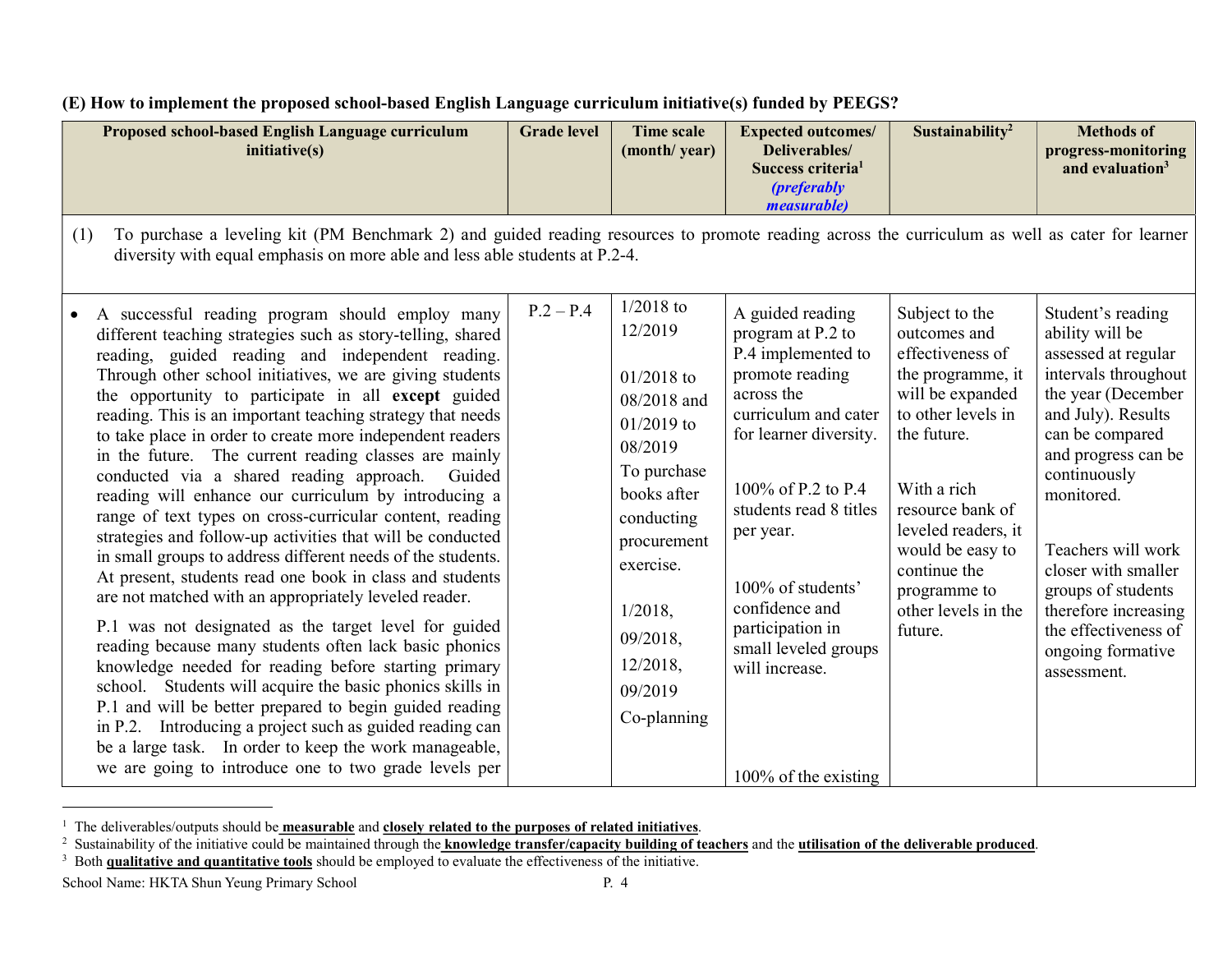**(E) How to implement the proposed school-based English Language curriculum initiative(s) funded by PEEGS?**

| Proposed school-based English Language curriculum initiative(s) | Grade level | Time scale (month/ year) | Expected outcomes/ Deliverables/ Success criteria[1] *(preferably measurable)* | Sustainability[2] | Methods of progress-monitoring and evaluation[3] |
|---|---|---|---|---|---|
| (1) To purchase a leveling kit (PM Benchmark 2) and guided reading resources to promote reading across the curriculum as well as cater for learner diversity with equal emphasis on more able and less able students at P.2-4. | | | | | |
| • A successful reading program should employ many different teaching strategies such as story-telling, shared reading, guided reading and independent reading. Through other school initiatives, we are giving students the opportunity to participate in all **except** guided reading. This is an important teaching strategy that needs to take place in order to create more independent readers in the future. The current reading classes are mainly conducted via a shared reading approach. Guided reading will enhance our curriculum by introducing a range of text types on cross-curricular content, reading strategies and follow-up activities that will be conducted in small groups to address different needs of the students. At present, students read one book in class and students are not matched with an appropriately leveled reader.<br><br>P.1 was not designated as the target level for guided reading because many students often lack basic phonics knowledge needed for reading before starting primary school. Students will acquire the basic phonics skills in P.1 and will be better prepared to begin guided reading in P.2. Introducing a project such as guided reading can be a large task. In order to keep the work manageable, we are going to introduce one to two grade levels per | P.2 – P.4 | 1/2018 to 12/2019<br><br>01/2018 to 08/2018 and 01/2019 to 08/2019<br>To purchase books after conducting procurement exercise.<br><br>1/2018,<br>09/2018,<br>12/2018,<br>09/2019<br>Co-planning | A guided reading program at P.2 to P.4 implemented to promote reading across the curriculum and cater for learner diversity.<br><br>100% of P.2 to P.4 students read 8 titles per year.<br><br>100% of students' confidence and participation in small leveled groups will increase.<br><br>100% of the existing | Subject to the outcomes and effectiveness of the programme, it will be expanded to other levels in the future.<br><br>With a rich resource bank of leveled readers, it would be easy to continue the programme to other levels in the future. | Student's reading ability will be assessed at regular intervals throughout the year (December and July). Results can be compared and progress can be continuously monitored.<br><br>Teachers will work closer with smaller groups of students therefore increasing the effectiveness of ongoing formative assessment. |

[1] The deliverables/outputs should be **measurable** and **closely related to the purposes of related initiatives**.
[2] Sustainability of the initiative could be maintained through the **knowledge transfer/capacity building of teachers** and the **utilisation of the deliverable produced**.
[3] Both **qualitative and quantitative tools** should be employed to evaluate the effectiveness of the initiative.

School Name: HKTA Shun Yeung Primary School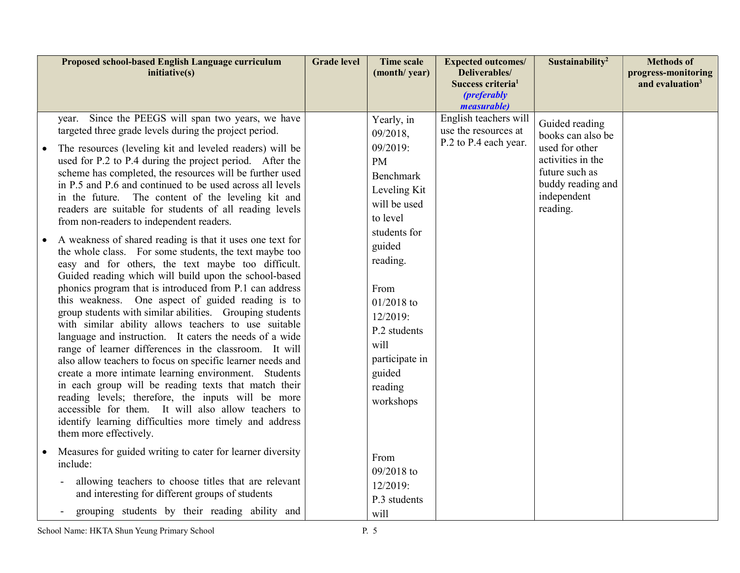| Proposed school-based English Language curriculum initiative(s) | Grade level | Time scale (month/ year) | Expected outcomes/ Deliverables/ Success criteria[1] *(preferably measurable)* | Sustainability[2] | Methods of progress-monitoring and evaluation[3] |
|---|---|---|---|---|---|
| year. Since the PEEGS will span two years, we have targeted three grade levels during the project period.<br>• The resources (leveling kit and leveled readers) will be used for P.2 to P.4 during the project period. After the scheme has completed, the resources will be further used in P.5 and P.6 and continued to be used across all levels in the future. The content of the leveling kit and readers are suitable for students of all reading levels from non-readers to independent readers.<br>• A weakness of shared reading is that it uses one text for the whole class. For some students, the text maybe too easy and for others, the text maybe too difficult. Guided reading which will build upon the school-based phonics program that is introduced from P.1 can address this weakness. One aspect of guided reading is to group students with similar abilities. Grouping students with similar ability allows teachers to use suitable language and instruction. It caters the needs of a wide range of learner differences in the classroom. It will also allow teachers to focus on specific learner needs and create a more intimate learning environment. Students in each group will be reading texts that match their reading levels; therefore, the inputs will be more accessible for them. It will also allow teachers to identify learning difficulties more timely and address them more effectively.<br>• Measures for guided writing to cater for learner diversity include:<br>- allowing teachers to choose titles that are relevant and interesting for different groups of students<br>- grouping students by their reading ability and | | Yearly, in 09/2018, 09/2019: PM Benchmark Leveling Kit will be used to level students for guided reading.<br><br>From 01/2018 to 12/2019: P.2 students will participate in guided reading workshops<br><br>From 09/2018 to 12/2019: P.3 students will | English teachers will use the resources at P.2 to P.4 each year. | Guided reading books can also be used for other activities in the future such as buddy reading and independent reading. | |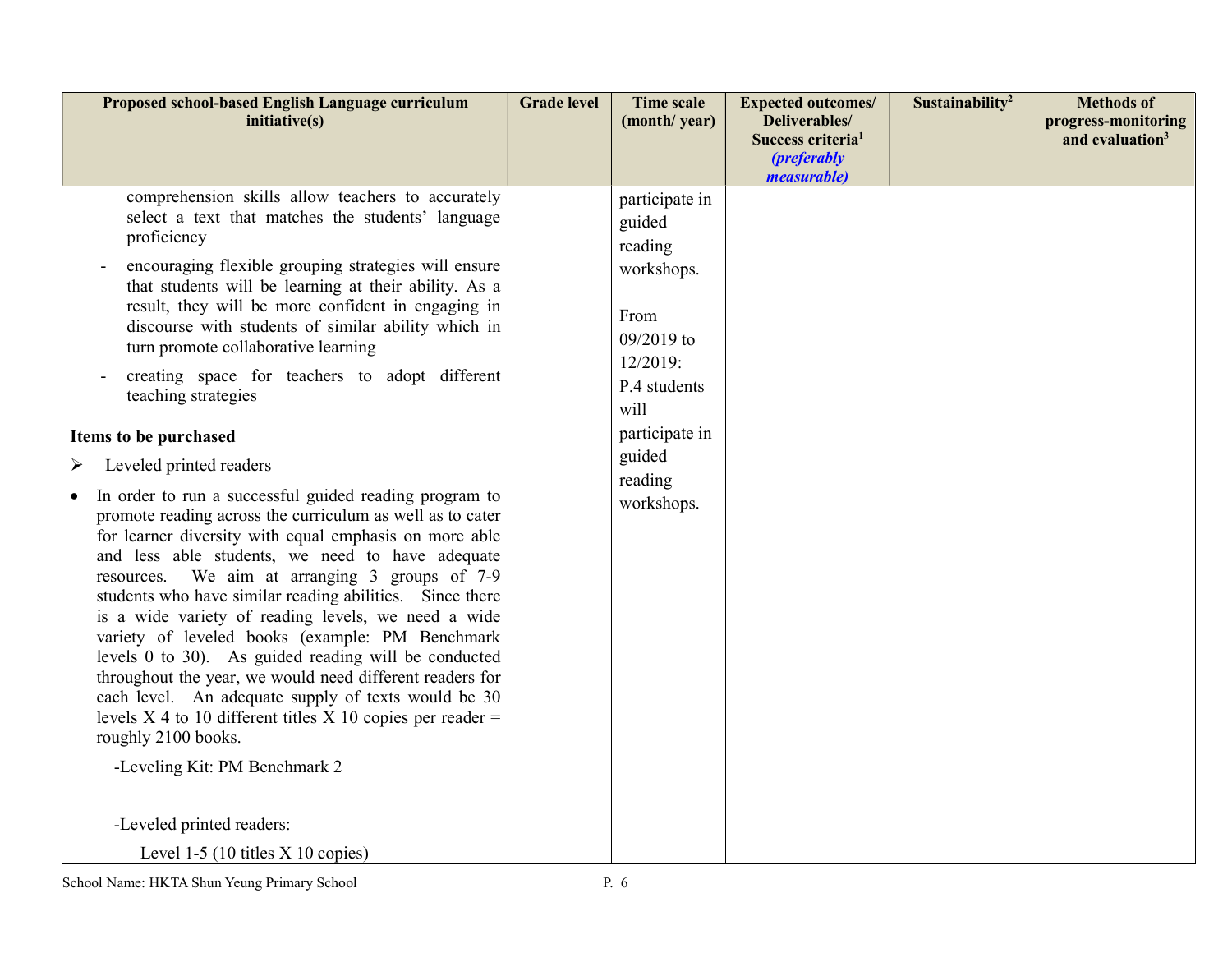| Proposed school-based English Language curriculum initiative(s) | Grade level | Time scale (month/ year) | Expected outcomes/ Deliverables/ Success criteria[1] *(preferably measurable)* | Sustainability[2] | Methods of progress-monitoring and evaluation[3] |
|---|---|---|---|---|---|
| comprehension skills allow teachers to accurately select a text that matches the students' language proficiency<br>- encouraging flexible grouping strategies will ensure that students will be learning at their ability. As a result, they will be more confident in engaging in discourse with students of similar ability which in turn promote collaborative learning<br>- creating space for teachers to adopt different teaching strategies<br><br>**Items to be purchased**<br>➢ Leveled printed readers<br>• In order to run a successful guided reading program to promote reading across the curriculum as well as to cater for learner diversity with equal emphasis on more able and less able students, we need to have adequate resources. We aim at arranging 3 groups of 7-9 students who have similar reading abilities. Since there is a wide variety of reading levels, we need a wide variety of leveled books (example: PM Benchmark levels 0 to 30). As guided reading will be conducted throughout the year, we would need different readers for each level. An adequate supply of texts would be 30 levels X 4 to 10 different titles X 10 copies per reader = roughly 2100 books.<br>-Leveling Kit: PM Benchmark 2<br><br>-Leveled printed readers:<br>Level 1-5 (10 titles X 10 copies) | | participate in guided reading workshops.<br><br>From 09/2019 to 12/2019: P.4 students will participate in guided reading workshops. | | | |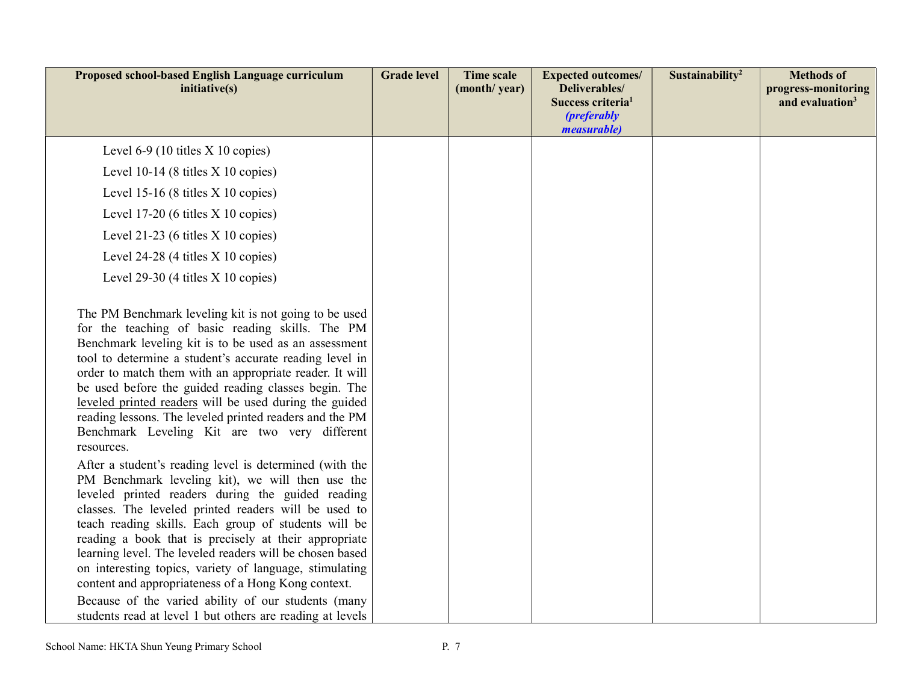| Proposed school-based English Language curriculum initiative(s) | Grade level | Time scale (month/ year) | Expected outcomes/ Deliverables/ Success criteria[1] *(preferably measurable)* | Sustainability[2] | Methods of progress-monitoring and evaluation[3] |
|---|---|---|---|---|---|
| Level 6-9 (10 titles X 10 copies)<br>Level 10-14 (8 titles X 10 copies)<br>Level 15-16 (8 titles X 10 copies)<br>Level 17-20 (6 titles X 10 copies)<br>Level 21-23 (6 titles X 10 copies)<br>Level 24-28 (4 titles X 10 copies)<br>Level 29-30 (4 titles X 10 copies)<br><br>The PM Benchmark leveling kit is not going to be used for the teaching of basic reading skills. The PM Benchmark leveling kit is to be used as an assessment tool to determine a student's accurate reading level in order to match them with an appropriate reader. It will be used before the guided reading classes begin. The <u>leveled printed readers</u> will be used during the guided reading lessons. The leveled printed readers and the PM Benchmark Leveling Kit are two very different resources.<br><br>After a student's reading level is determined (with the PM Benchmark leveling kit), we will then use the leveled printed readers during the guided reading classes. The leveled printed readers will be used to teach reading skills. Each group of students will be reading a book that is precisely at their appropriate learning level. The leveled readers will be chosen based on interesting topics, variety of language, stimulating content and appropriateness of a Hong Kong context.<br><br>Because of the varied ability of our students (many students read at level 1 but others are reading at levels | | | | | |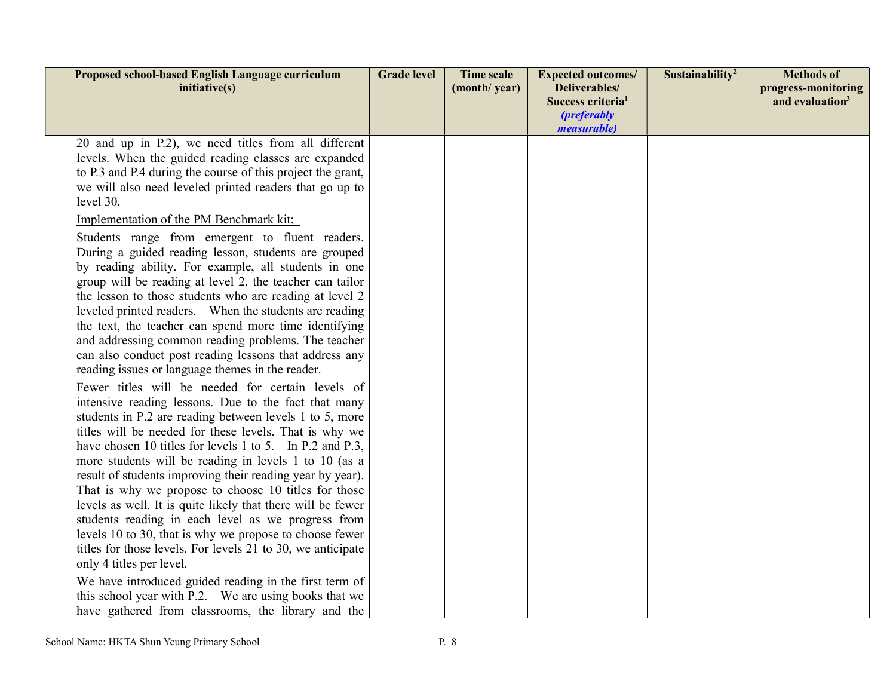| Proposed school-based English Language curriculum initiative(s) | Grade level | Time scale (month/ year) | Expected outcomes/ Deliverables/ Success criteria[1] *(preferably measurable)* | Sustainability[2] | Methods of progress-monitoring and evaluation[3] |
|---|---|---|---|---|---|
| 20 and up in P.2), we need titles from all different levels. When the guided reading classes are expanded to P.3 and P.4 during the course of this project the grant, we will also need leveled printed readers that go up to level 30.<br><br><u>Implementation of the PM Benchmark kit:</u><br><br>Students range from emergent to fluent readers. During a guided reading lesson, students are grouped by reading ability. For example, all students in one group will be reading at level 2, the teacher can tailor the lesson to those students who are reading at level 2 leveled printed readers. When the students are reading the text, the teacher can spend more time identifying and addressing common reading problems. The teacher can also conduct post reading lessons that address any reading issues or language themes in the reader.<br><br>Fewer titles will be needed for certain levels of intensive reading lessons. Due to the fact that many students in P.2 are reading between levels 1 to 5, more titles will be needed for these levels. That is why we have chosen 10 titles for levels 1 to 5. In P.2 and P.3, more students will be reading in levels 1 to 10 (as a result of students improving their reading year by year). That is why we propose to choose 10 titles for those levels as well. It is quite likely that there will be fewer students reading in each level as we progress from levels 10 to 30, that is why we propose to choose fewer titles for those levels. For levels 21 to 30, we anticipate only 4 titles per level.<br><br>We have introduced guided reading in the first term of this school year with P.2. We are using books that we have gathered from classrooms, the library and the | | | | | |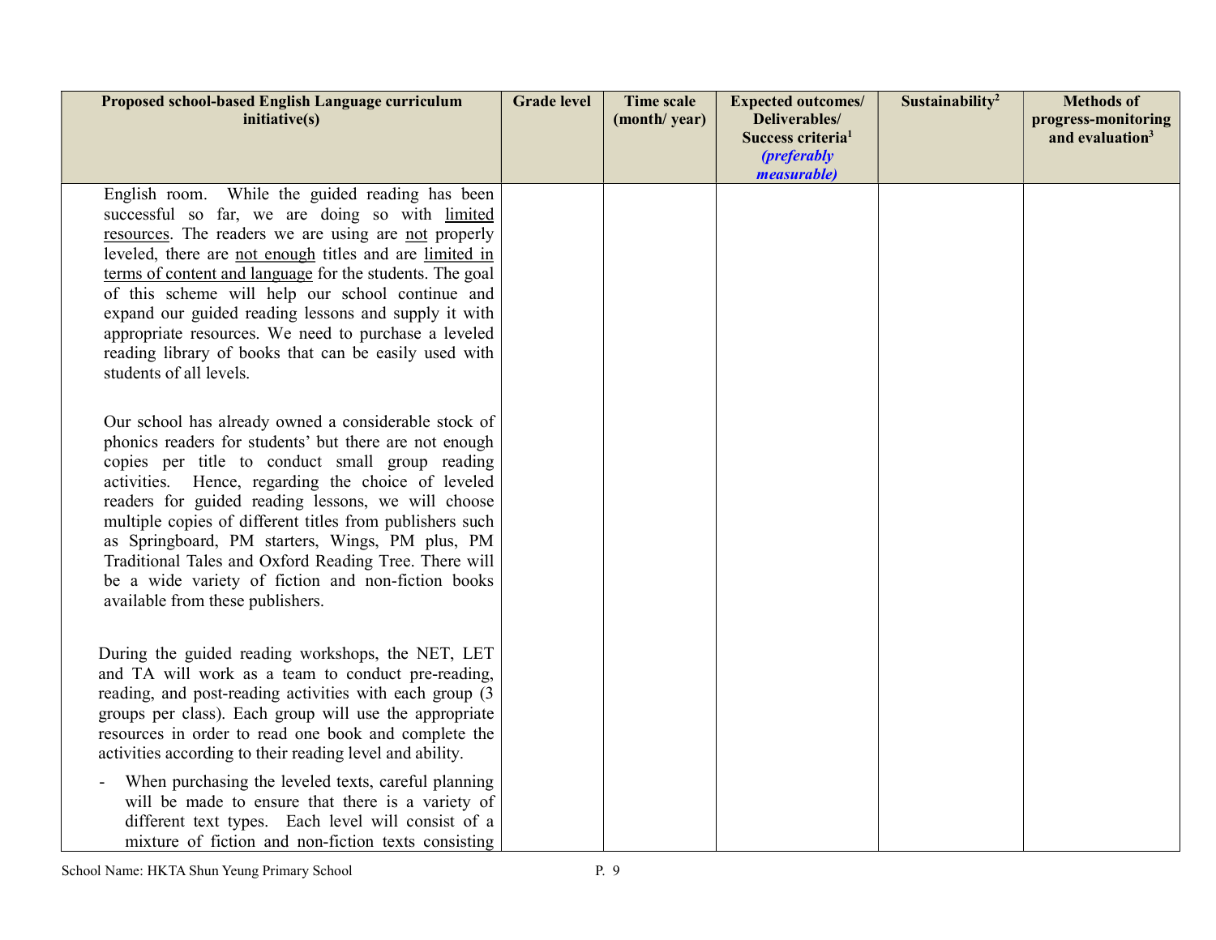| Proposed school-based English Language curriculum initiative(s) | Grade level | Time scale (month/ year) | Expected outcomes/ Deliverables/ Success criteria[1] *(preferably measurable)* | Sustainability[2] | Methods of progress-monitoring and evaluation[3] |
|---|---|---|---|---|---|
| English room. While the guided reading has been successful so far, we are doing so with limited resources. The readers we are using are not properly leveled, there are not enough titles and are limited in terms of content and language for the students. The goal of this scheme will help our school continue and expand our guided reading lessons and supply it with appropriate resources. We need to purchase a leveled reading library of books that can be easily used with students of all levels.<br><br>Our school has already owned a considerable stock of phonics readers for students' but there are not enough copies per title to conduct small group reading activities. Hence, regarding the choice of leveled readers for guided reading lessons, we will choose multiple copies of different titles from publishers such as Springboard, PM starters, Wings, PM plus, PM Traditional Tales and Oxford Reading Tree. There will be a wide variety of fiction and non-fiction books available from these publishers.<br><br>During the guided reading workshops, the NET, LET and TA will work as a team to conduct pre-reading, reading, and post-reading activities with each group (3 groups per class). Each group will use the appropriate resources in order to read one book and complete the activities according to their reading level and ability.<br><br>- When purchasing the leveled texts, careful planning will be made to ensure that there is a variety of different text types. Each level will consist of a mixture of fiction and non-fiction texts consisting | | | | | |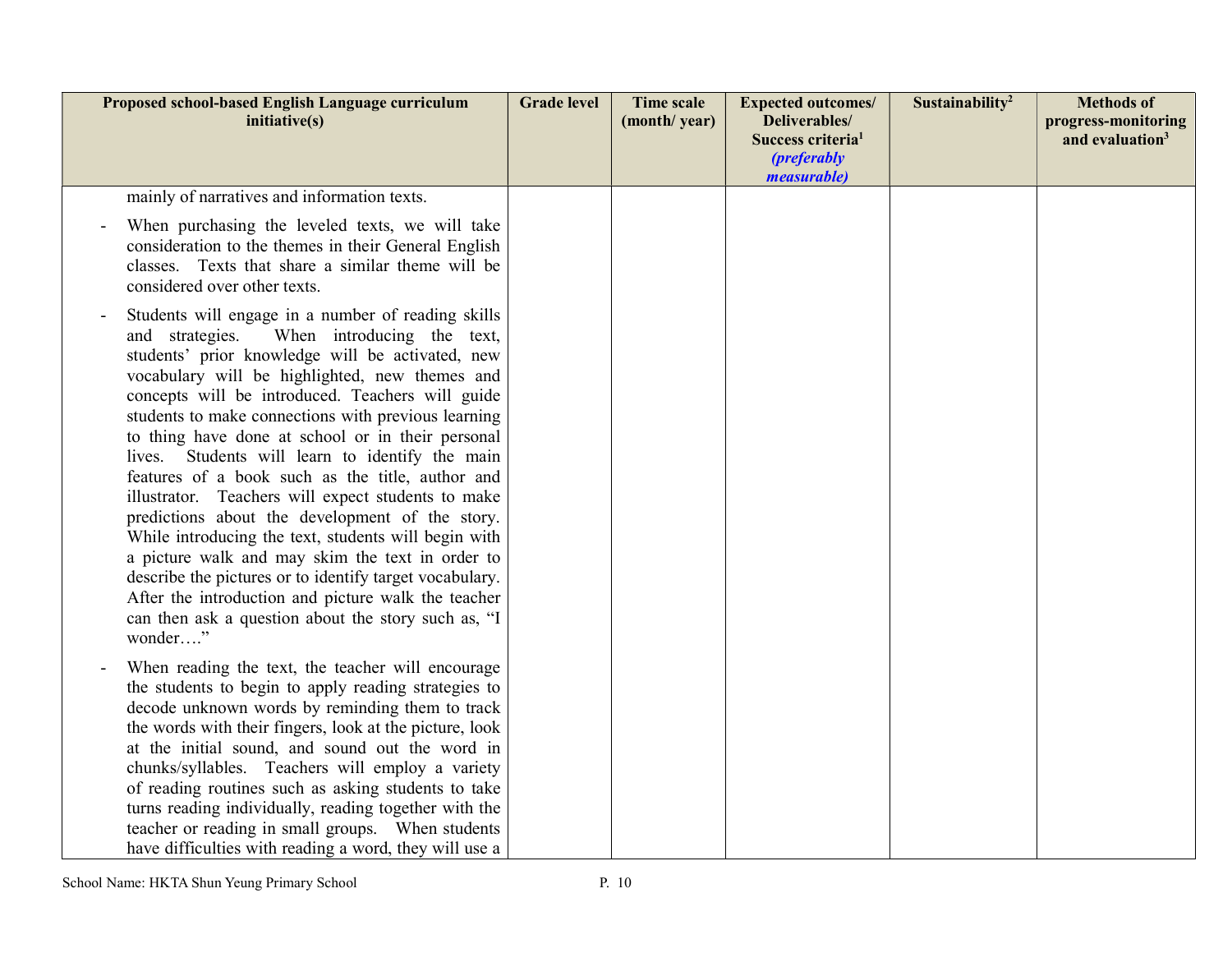| Proposed school-based English Language curriculum initiative(s) | Grade level | Time scale (month/ year) | Expected outcomes/ Deliverables/ Success criteria[1] *(preferably measurable)* | Sustainability[2] | Methods of progress-monitoring and evaluation[3] |
|---|---|---|---|---|---|
| mainly of narratives and information texts.<br><br>- When purchasing the leveled texts, we will take consideration to the themes in their General English classes. Texts that share a similar theme will be considered over other texts.<br><br>- Students will engage in a number of reading skills and strategies. When introducing the text, students' prior knowledge will be activated, new vocabulary will be highlighted, new themes and concepts will be introduced. Teachers will guide students to make connections with previous learning to thing have done at school or in their personal lives. Students will learn to identify the main features of a book such as the title, author and illustrator. Teachers will expect students to make predictions about the development of the story. While introducing the text, students will begin with a picture walk and may skim the text in order to describe the pictures or to identify target vocabulary. After the introduction and picture walk the teacher can then ask a question about the story such as, "I wonder…."<br><br>- When reading the text, the teacher will encourage the students to begin to apply reading strategies to decode unknown words by reminding them to track the words with their fingers, look at the picture, look at the initial sound, and sound out the word in chunks/syllables. Teachers will employ a variety of reading routines such as asking students to take turns reading individually, reading together with the teacher or reading in small groups. When students have difficulties with reading a word, they will use a | | | | | |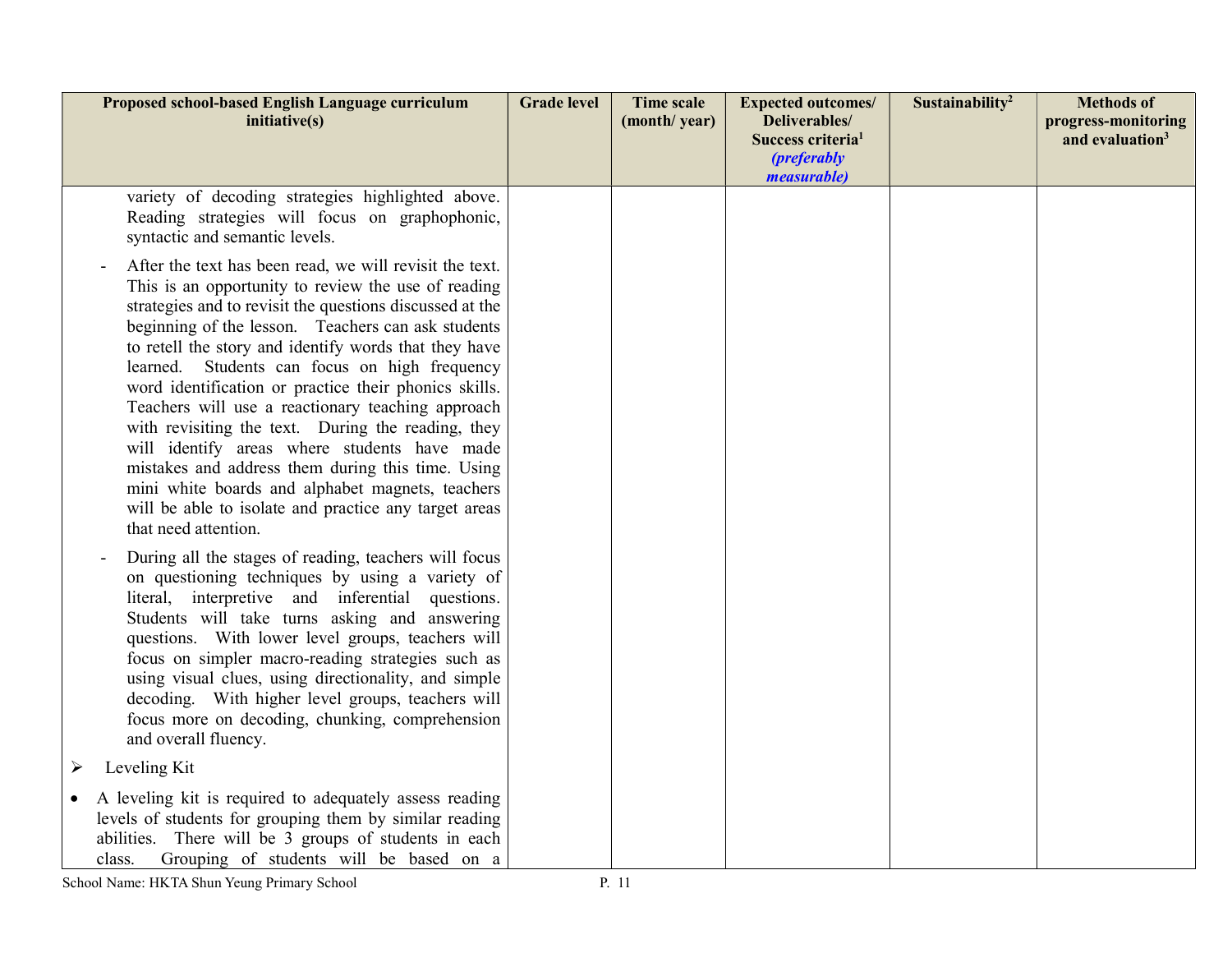| Proposed school-based English Language curriculum initiative(s) | Grade level | Time scale (month/ year) | Expected outcomes/ Deliverables/ Success criteria[1] *(preferably measurable)* | Sustainability[2] | Methods of progress-monitoring and evaluation[3] |
|---|---|---|---|---|---|
| variety of decoding strategies highlighted above. Reading strategies will focus on graphophonic, syntactic and semantic levels.<br><br>- After the text has been read, we will revisit the text. This is an opportunity to review the use of reading strategies and to revisit the questions discussed at the beginning of the lesson. Teachers can ask students to retell the story and identify words that they have learned. Students can focus on high frequency word identification or practice their phonics skills. Teachers will use a reactionary teaching approach with revisiting the text. During the reading, they will identify areas where students have made mistakes and address them during this time. Using mini white boards and alphabet magnets, teachers will be able to isolate and practice any target areas that need attention.<br><br>- During all the stages of reading, teachers will focus on questioning techniques by using a variety of literal, interpretive and inferential questions. Students will take turns asking and answering questions. With lower level groups, teachers will focus on simpler macro-reading strategies such as using visual clues, using directionality, and simple decoding. With higher level groups, teachers will focus more on decoding, chunking, comprehension and overall fluency.<br><br>➢ Leveling Kit<br><br>• A leveling kit is required to adequately assess reading levels of students for grouping them by similar reading abilities. There will be 3 groups of students in each class. Grouping of students will be based on a | | | | | |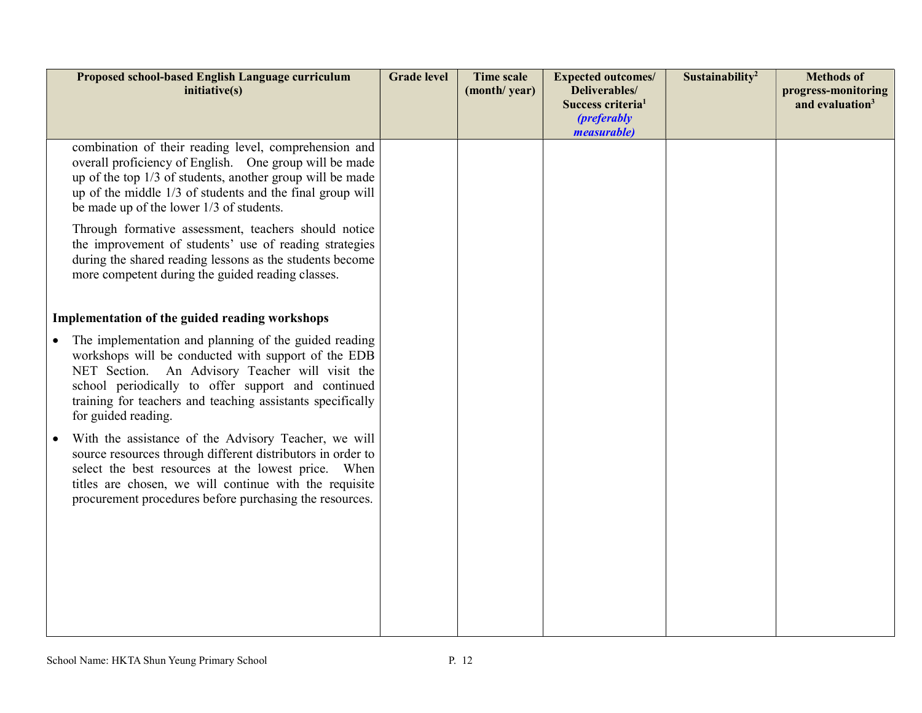| Proposed school-based English Language curriculum initiative(s) | Grade level | Time scale (month/ year) | Expected outcomes/ Deliverables/ Success criteria[1] *(preferably measurable)* | Sustainability[2] | Methods of progress-monitoring and evaluation[3] |
|---|---|---|---|---|---|
| combination of their reading level, comprehension and overall proficiency of English. One group will be made up of the top 1/3 of students, another group will be made up of the middle 1/3 of students and the final group will be made up of the lower 1/3 of students.<br><br>Through formative assessment, teachers should notice the improvement of students' use of reading strategies during the shared reading lessons as the students become more competent during the guided reading classes.<br><br>**Implementation of the guided reading workshops**<br><br>• The implementation and planning of the guided reading workshops will be conducted with support of the EDB NET Section. An Advisory Teacher will visit the school periodically to offer support and continued training for teachers and teaching assistants specifically for guided reading.<br><br>• With the assistance of the Advisory Teacher, we will source resources through different distributors in order to select the best resources at the lowest price. When titles are chosen, we will continue with the requisite procurement procedures before purchasing the resources. | | | | | |

School Name: HKTA Shun Yeung Primary School